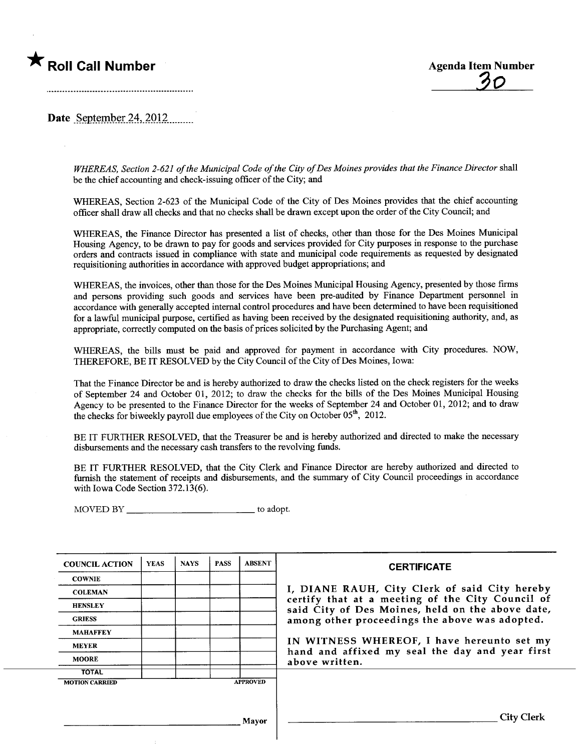★ **Roll Call Number**

..............................................................

**Agenda Item Number**

30

**Date** September 24, 2012

*WHEREAS, Section 2-621 of the Municipal Code of the City of Des Moines provides that the Finance Director* shall be the chief accounting and check-issuing officer of the City; and

WHEREAS, Section 2-623 of the Municipal Code of the City of Des Moines provides that the chief accounting officer shall draw all checks and that no checks shall be drawn except upon the order of the City Council; and

WHEREAS, the Finance Director has presented a list of checks, other than those for the Des Moines Municipal Housing Agency, to be drawn to pay for goods and services provided for City purposes in response to the purchase orders and contracts issued in compliance with state and municipal code requirements as requested by designated requisitioning authorities in accordance with approved budget appropriations; and

WHEREAS, the invoices, other than those for the Des Moines Municipal Housing Agency, presented by those firms and persons providing such goods and services have been pre-audited by Finance Department personnel in accordance with generally accepted internal control procedures and have been determined to have been requisitioned for a lawful municipal purpose, certified as having been received by the designated requisitioning authority, and, as appropriate, correctly computed on the basis of prices solicited by the Purchasing Agent; and

WHEREAS, the bills must be paid and approved for payment in accordance with City procedures. NOW, THEREFORE, BE IT RESOLVED by the City Council of the City of Des Moines, Iowa:

That the Finance Director be and is hereby authorized to draw the checks listed on the check registers for the weeks of September 24 and October 01, 2012; to draw the checks for the bills of the Des Moines Municipal Housing Agency to be presented to the Finance Director for the weeks of September 24 and October 01, 2012; and to draw the checks for biweekly payroll due employees of the City on October 05th, 2012.

BE IT FURTHER RESOLVED, that the Treasurer be and is hereby authorized and directed to make the necessary disbursements and the necessary cash transfers to the revolving funds.

BE IT FURTHER RESOLVED, that the City Clerk and Finance Director are hereby authorized and directed to furnish the statement of receipts and disbursements, and the summary of City Council proceedings in accordance with Iowa Code Section 372.13(6).

MOVED BY ______________________ to adopt.

| COUNCIL ACTION | YEAS | NAYS | PASS | ABSENT |
|---|---|---|---|---|
| COWNIE | | | | |
| COLEMAN | | | | |
| HENSLEY | | | | |
| GRIESS | | | | |
| MAHAFFEY | | | | |
| MEYER | | | | |
| MOORE | | | | |
| TOTAL | | | | |

MOTION CARRIED APPROVED

______________________ Mayor

**CERTIFICATE**

I, DIANE RAUH, City Clerk of said City hereby certify that at a meeting of the City Council of said City of Des Moines, held on the above date, among other proceedings the above was adopted.

IN WITNESS WHEREOF, I have hereunto set my hand and affixed my seal the day and year first above written.

______________________ City Clerk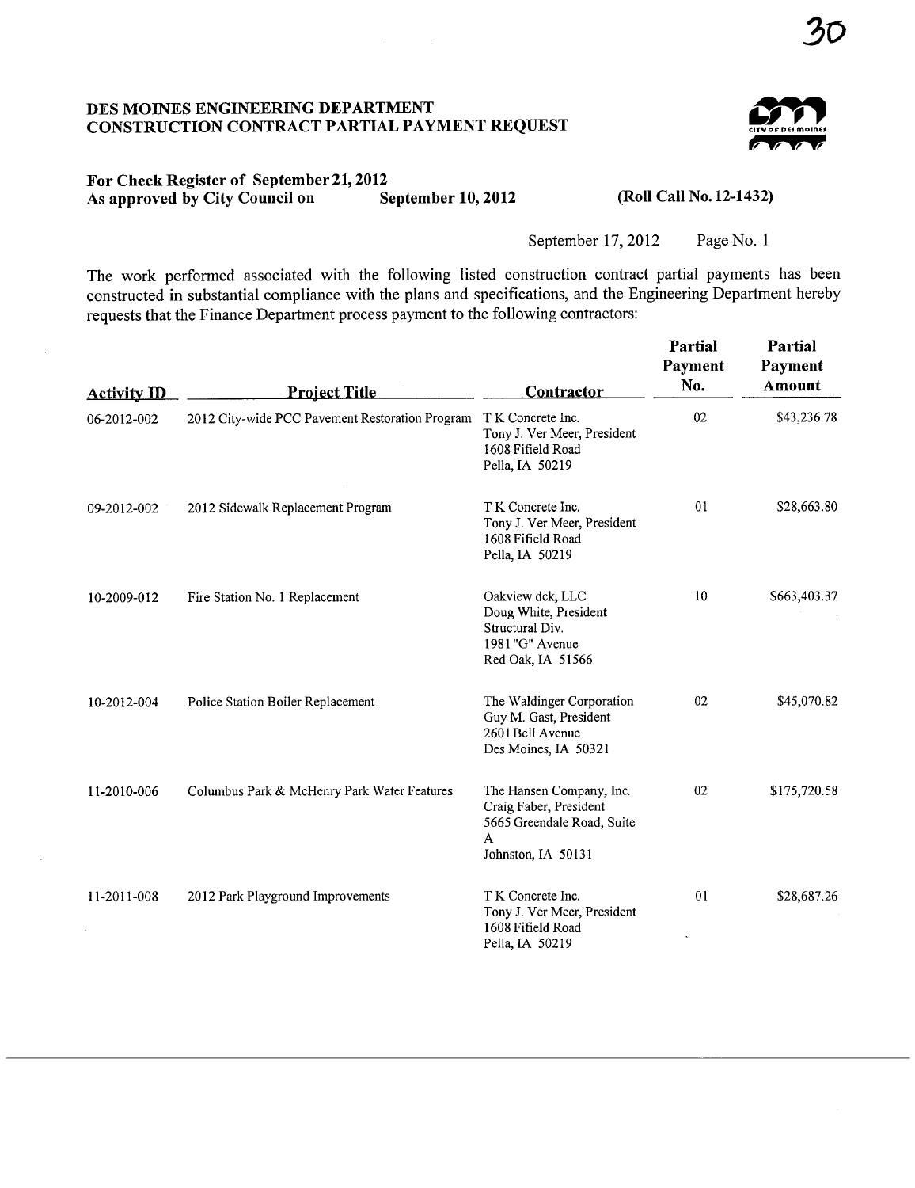30

# DES MOINES ENGINEERING DEPARTMENT
# CONSTRUCTION CONTRACT PARTIAL PAYMENT REQUEST

**For Check Register of September 21, 2012**
**As approved by City Council on September 10, 2012** **(Roll Call No. 12-1432)**

September 17, 2012 Page No. 1

The work performed associated with the following listed construction contract partial payments has been constructed in substantial compliance with the plans and specifications, and the Engineering Department hereby requests that the Finance Department process payment to the following contractors:

| Activity ID | Project Title | Contractor | Partial Payment No. | Partial Payment Amount |
|---|---|---|---|---|
| 06-2012-002 | 2012 City-wide PCC Pavement Restoration Program | T K Concrete Inc.<br>Tony J. Ver Meer, President<br>1608 Fifield Road<br>Pella, IA 50219 | 02 | $43,236.78 |
| 09-2012-002 | 2012 Sidewalk Replacement Program | T K Concrete Inc.<br>Tony J. Ver Meer, President<br>1608 Fifield Road<br>Pella, IA 50219 | 01 | $28,663.80 |
| 10-2009-012 | Fire Station No. 1 Replacement | Oakview dck, LLC<br>Doug White, President<br>Structural Div.<br>1981 "G" Avenue<br>Red Oak, IA 51566 | 10 | $663,403.37 |
| 10-2012-004 | Police Station Boiler Replacement | The Waldinger Corporation<br>Guy M. Gast, President<br>2601 Bell Avenue<br>Des Moines, IA 50321 | 02 | $45,070.82 |
| 11-2010-006 | Columbus Park & McHenry Park Water Features | The Hansen Company, Inc.<br>Craig Faber, President<br>5665 Greendale Road, Suite A<br>Johnston, IA 50131 | 02 | $175,720.58 |
| 11-2011-008 | 2012 Park Playground Improvements | T K Concrete Inc.<br>Tony J. Ver Meer, President<br>1608 Fifield Road<br>Pella, IA 50219 | 01 | $28,687.26 |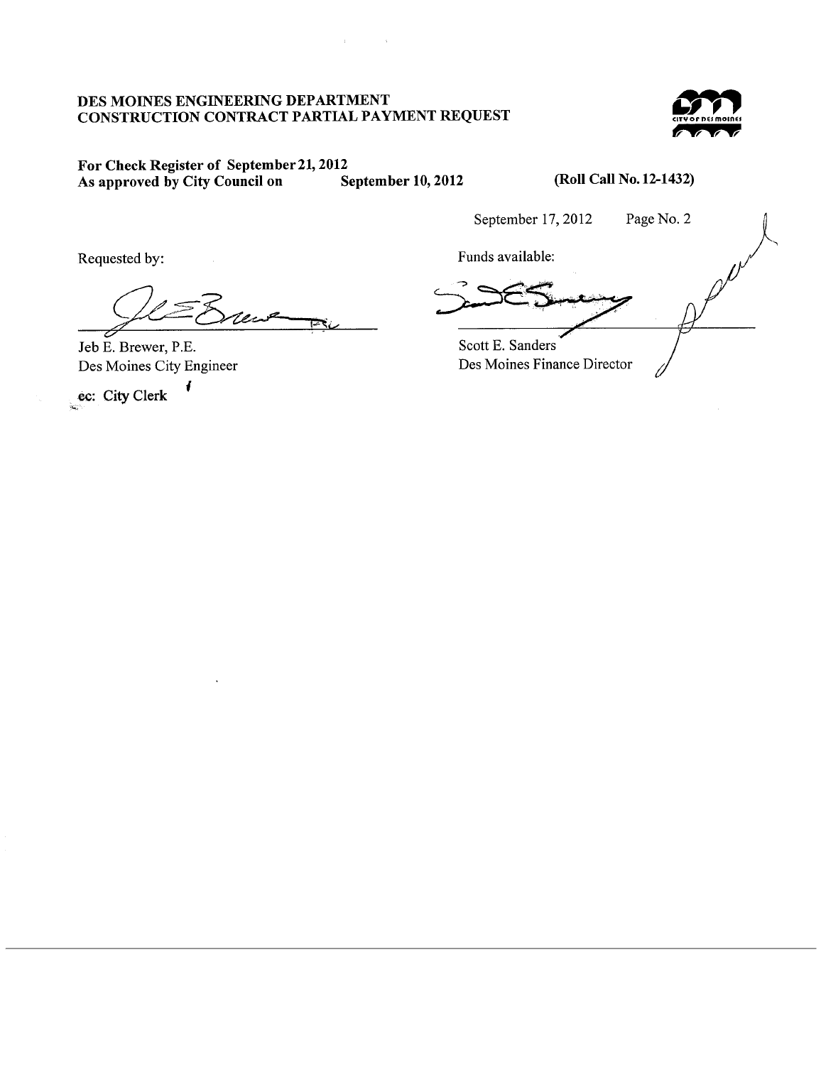**DES MOINES ENGINEERING DEPARTMENT**
**CONSTRUCTION CONTRACT PARTIAL PAYMENT REQUEST**

**For Check Register of September 21, 2012**
**As approved by City Council on September 10, 2012** **(Roll Call No. 12-1432)**

September 17, 2012 Page No. 2

Requested by:

Jeb E. Brewer, P.E.
Des Moines City Engineer

Funds available:

Scott E. Sanders
Des Moines Finance Director

cc: City Clerk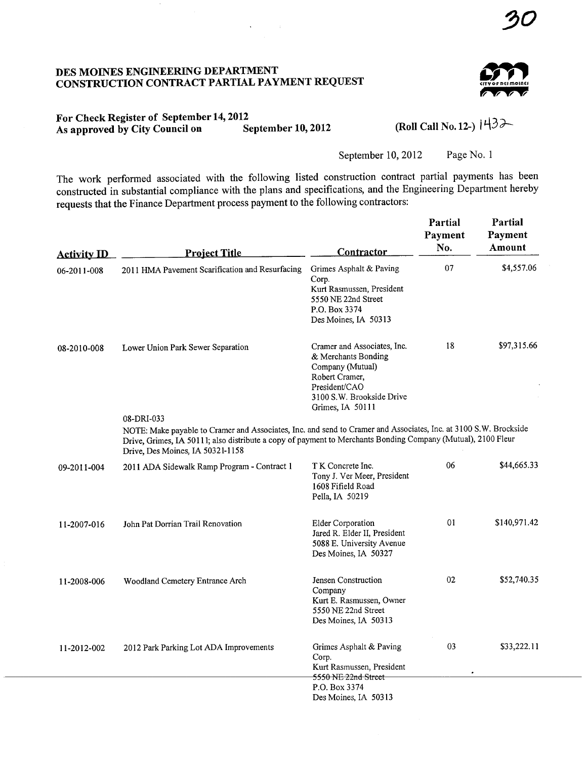30

# DES MOINES ENGINEERING DEPARTMENT
# CONSTRUCTION CONTRACT PARTIAL PAYMENT REQUEST

**For Check Register of September 14, 2012**
**As approved by City Council on September 10, 2012** **(Roll Call No. 12-) 1432**

September 10, 2012 Page No. 1

The work performed associated with the following listed construction contract partial payments has been constructed in substantial compliance with the plans and specifications, and the Engineering Department hereby requests that the Finance Department process payment to the following contractors:

| Activity ID | Project Title | Contractor | Partial Payment No. | Partial Payment Amount |
|---|---|---|---|---|
| 06-2011-008 | 2011 HMA Pavement Scarification and Resurfacing | Grimes Asphalt & Paving Corp.<br>Kurt Rasmussen, President<br>5550 NE 22nd Street<br>P.O. Box 3374<br>Des Moines, IA 50313 | 07 | $4,557.06 |
| 08-2010-008 | Lower Union Park Sewer Separation<br><br>08-DRI-033 | Cramer and Associates, Inc. & Merchants Bonding Company (Mutual)<br>Robert Cramer, President/CAO<br>3100 S.W. Brookside Drive<br>Grimes, IA 50111 | 18 | $97,315.66 |
| | NOTE: Make payable to Cramer and Associates, Inc. and send to Cramer and Associates, Inc. at 3100 S.W. Brockside Drive, Grimes, IA 50111; also distribute a copy of payment to Merchants Bonding Company (Mutual), 2100 Fleur Drive, Des Moines, IA 50321-1158 | | | |
| 09-2011-004 | 2011 ADA Sidewalk Ramp Program - Contract 1 | T K Concrete Inc.<br>Tony J. Ver Meer, President<br>1608 Fifield Road<br>Pella, IA 50219 | 06 | $44,665.33 |
| 11-2007-016 | John Pat Dorrian Trail Renovation | Elder Corporation<br>Jared R. Elder II, President<br>5088 E. University Avenue<br>Des Moines, IA 50327 | 01 | $140,971.42 |
| 11-2008-006 | Woodland Cemetery Entrance Arch | Jensen Construction Company<br>Kurt E. Rasmussen, Owner<br>5550 NE 22nd Street<br>Des Moines, IA 50313 | 02 | $52,740.35 |
| 11-2012-002 | 2012 Park Parking Lot ADA Improvements | Grimes Asphalt & Paving Corp.<br>Kurt Rasmussen, President<br>5550 NE 22nd Street<br>P.O. Box 3374<br>Des Moines, IA 50313 | 03 | $33,222.11 |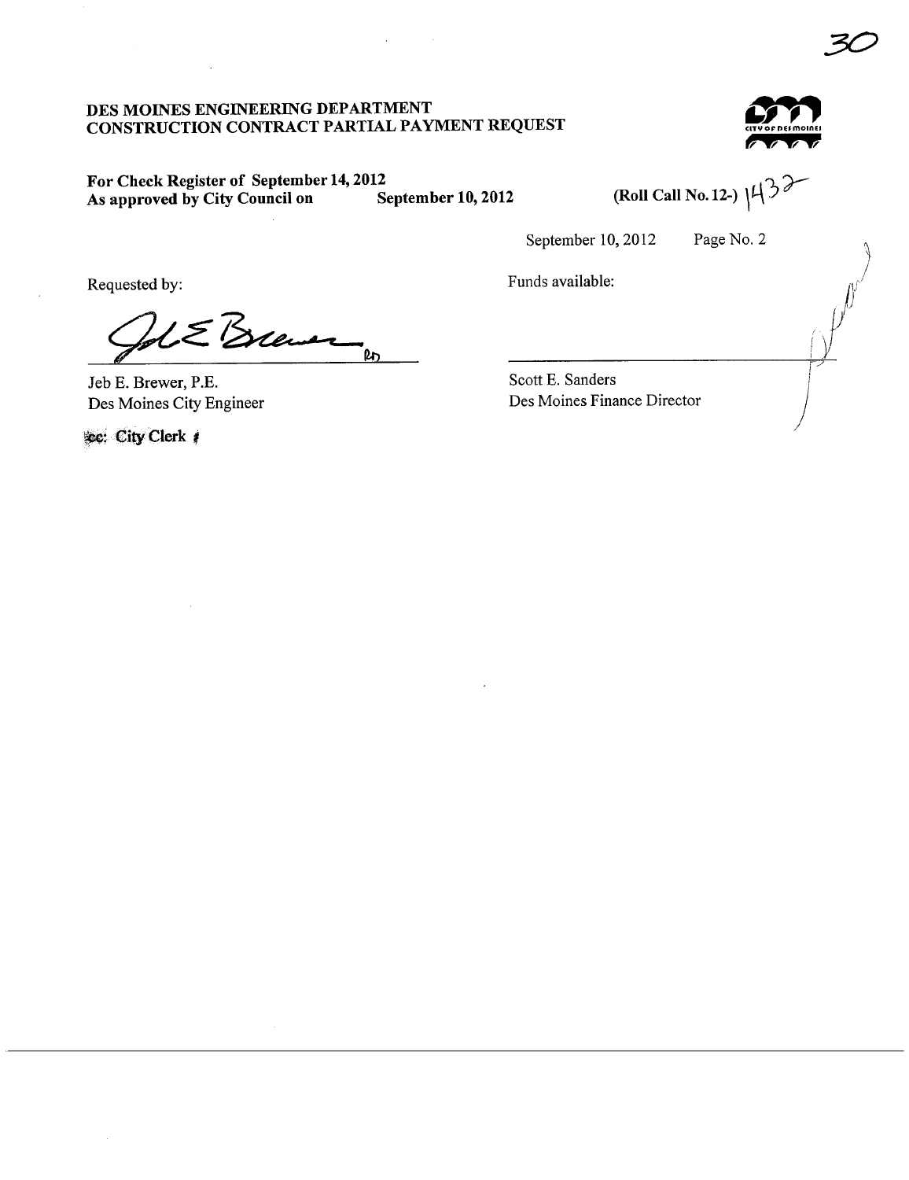# DES MOINES ENGINEERING DEPARTMENT
## CONSTRUCTION CONTRACT PARTIAL PAYMENT REQUEST

**For Check Register of September 14, 2012**
**As approved by City Council on September 10, 2012**

**(Roll Call No. 12-)** 1432

September 10, 2012 Page No. 2

Requested by:

Jeb E. Brewer, P.E.
Des Moines City Engineer

cc: City Clerk

Funds available:

Scott E. Sanders
Des Moines Finance Director